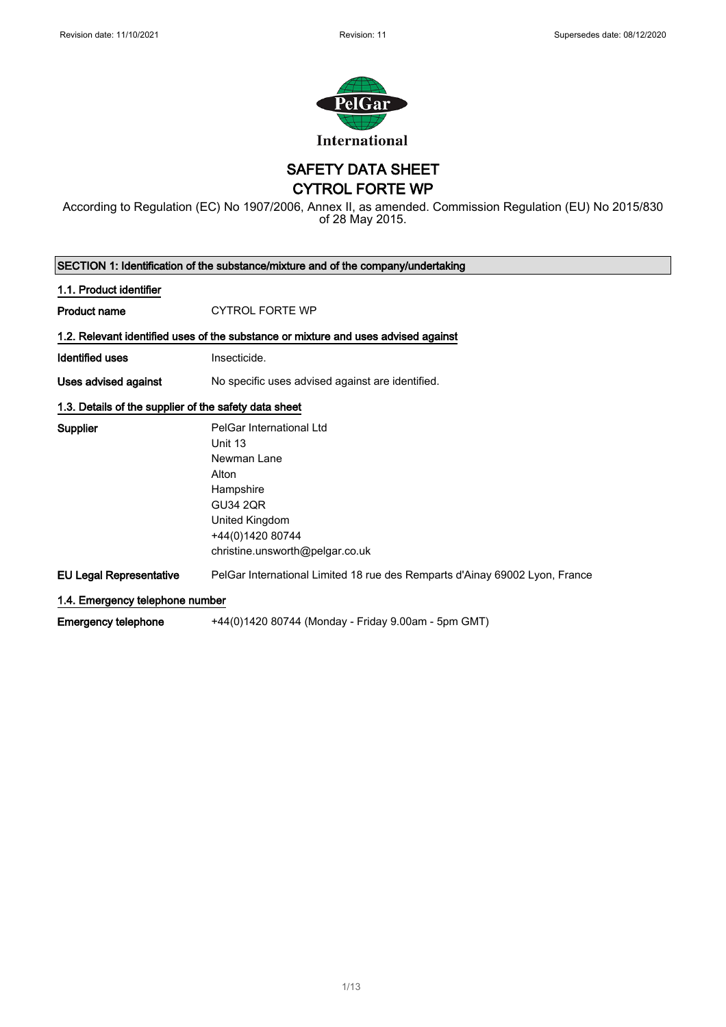Revision date: 11/10/2021 Revision: 11 Supersedes date: 08/12/2020

PelGar International

# SAFETY DATA SHEET
# CYTROL FORTE WP

According to Regulation (EC) No 1907/2006, Annex II, as amended. Commission Regulation (EU) No 2015/830 of 28 May 2015.

## SECTION 1: Identification of the substance/mixture and of the company/undertaking

### 1.1. Product identifier

**Product name** CYTROL FORTE WP

### 1.2. Relevant identified uses of the substance or mixture and uses advised against

**Identified uses** Insecticide.

**Uses advised against** No specific uses advised against are identified.

### 1.3. Details of the supplier of the safety data sheet

**Supplier**
PelGar International Ltd
Unit 13
Newman Lane
Alton
Hampshire
GU34 2QR
United Kingdom
+44(0)1420 80744
christine.unsworth@pelgar.co.uk

**EU Legal Representative** PelGar International Limited 18 rue des Remparts d'Ainay 69002 Lyon, France

### 1.4. Emergency telephone number

**Emergency telephone** +44(0)1420 80744 (Monday - Friday 9.00am - 5pm GMT)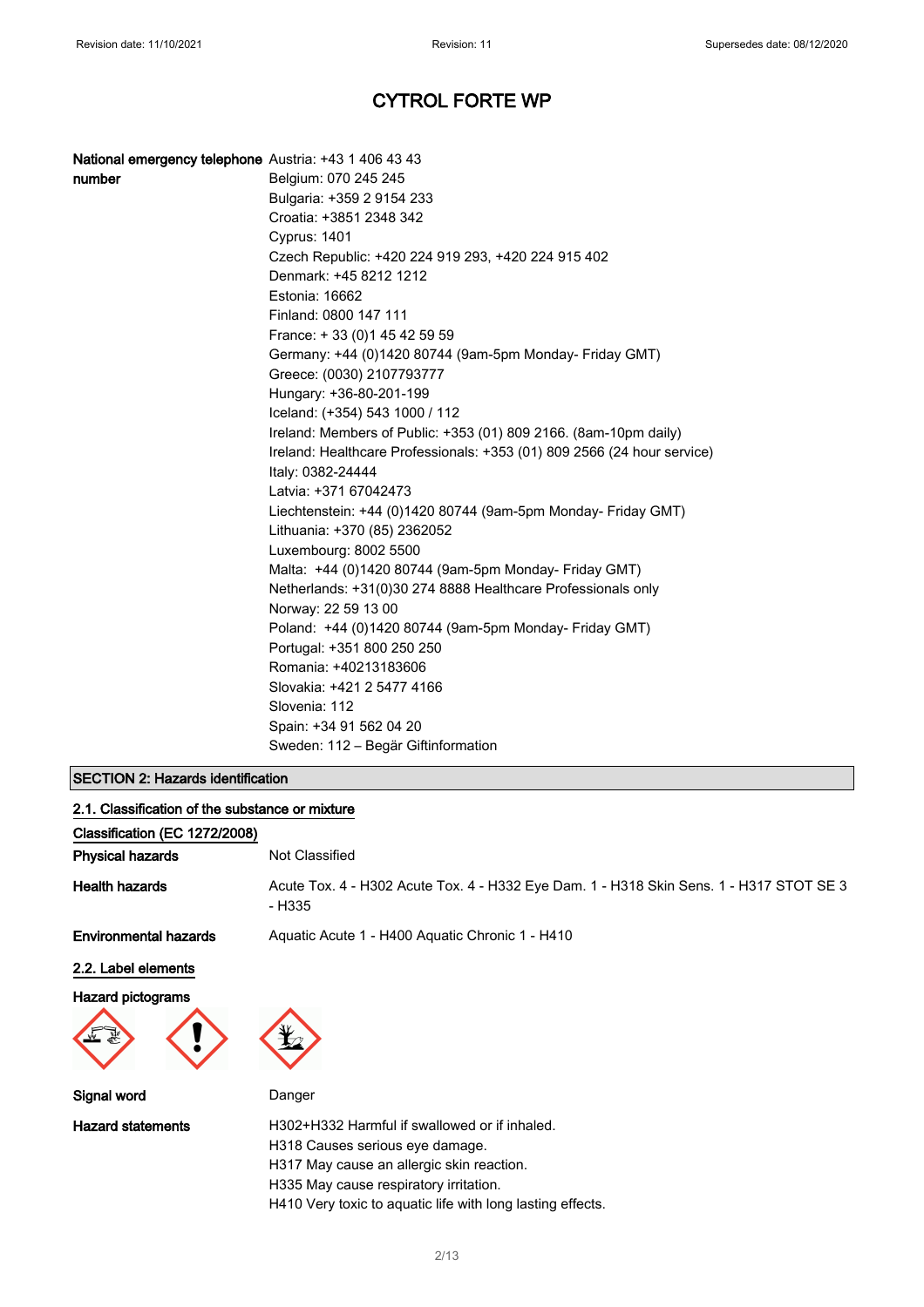# CYTROL FORTE WP

| | |
|---|---|
| **National emergency telephone number** | Austria: +43 1 406 43 43<br>Belgium: 070 245 245<br>Bulgaria: +359 2 9154 233<br>Croatia: +3851 2348 342<br>Cyprus: 1401<br>Czech Republic: +420 224 919 293, +420 224 915 402<br>Denmark: +45 8212 1212<br>Estonia: 16662<br>Finland: 0800 147 111<br>France: + 33 (0)1 45 42 59 59<br>Germany: +44 (0)1420 80744 (9am-5pm Monday- Friday GMT)<br>Greece: (0030) 2107793777<br>Hungary: +36-80-201-199<br>Iceland: (+354) 543 1000 / 112<br>Ireland: Members of Public: +353 (01) 809 2166. (8am-10pm daily)<br>Ireland: Healthcare Professionals: +353 (01) 809 2566 (24 hour service)<br>Italy: 0382-24444<br>Latvia: +371 67042473<br>Liechtenstein: +44 (0)1420 80744 (9am-5pm Monday- Friday GMT)<br>Lithuania: +370 (85) 2362052<br>Luxembourg: 8002 5500<br>Malta: +44 (0)1420 80744 (9am-5pm Monday- Friday GMT)<br>Netherlands: +31(0)30 274 8888 Healthcare Professionals only<br>Norway: 22 59 13 00<br>Poland: +44 (0)1420 80744 (9am-5pm Monday- Friday GMT)<br>Portugal: +351 800 250 250<br>Romania: +40213183606<br>Slovakia: +421 2 5477 4166<br>Slovenia: 112<br>Spain: +34 91 562 04 20<br>Sweden: 112 – Begär Giftinformation |

## SECTION 2: Hazards identification

### 2.1. Classification of the substance or mixture

**Classification (EC 1272/2008)**

| | |
|---|---|
| **Physical hazards** | Not Classified |
| **Health hazards** | Acute Tox. 4 - H302 Acute Tox. 4 - H332 Eye Dam. 1 - H318 Skin Sens. 1 - H317 STOT SE 3 - H335 |
| **Environmental hazards** | Aquatic Acute 1 - H400 Aquatic Chronic 1 - H410 |

### 2.2. Label elements

**Hazard pictograms**

| | |
|---|---|
| **Signal word** | Danger |
| **Hazard statements** | H302+H332 Harmful if swallowed or if inhaled.<br>H318 Causes serious eye damage.<br>H317 May cause an allergic skin reaction.<br>H335 May cause respiratory irritation.<br>H410 Very toxic to aquatic life with long lasting effects. |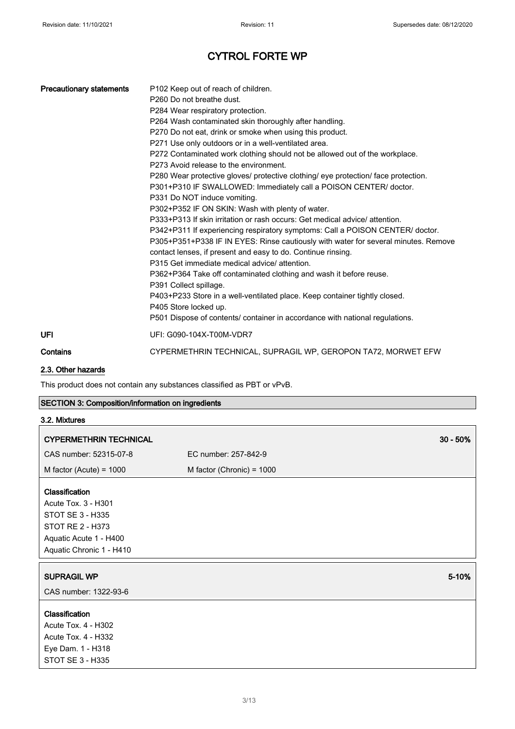# CYTROL FORTE WP

| | |
|---|---|
| **Precautionary statements** | P102 Keep out of reach of children.<br>P260 Do not breathe dust.<br>P284 Wear respiratory protection.<br>P264 Wash contaminated skin thoroughly after handling.<br>P270 Do not eat, drink or smoke when using this product.<br>P271 Use only outdoors or in a well-ventilated area.<br>P272 Contaminated work clothing should not be allowed out of the workplace.<br>P273 Avoid release to the environment.<br>P280 Wear protective gloves/ protective clothing/ eye protection/ face protection.<br>P301+P310 IF SWALLOWED: Immediately call a POISON CENTER/ doctor.<br>P331 Do NOT induce vomiting.<br>P302+P352 IF ON SKIN: Wash with plenty of water.<br>P333+P313 If skin irritation or rash occurs: Get medical advice/ attention.<br>P342+P311 If experiencing respiratory symptoms: Call a POISON CENTER/ doctor.<br>P305+P351+P338 IF IN EYES: Rinse cautiously with water for several minutes. Remove contact lenses, if present and easy to do. Continue rinsing.<br>P315 Get immediate medical advice/ attention.<br>P362+P364 Take off contaminated clothing and wash it before reuse.<br>P391 Collect spillage.<br>P403+P233 Store in a well-ventilated place. Keep container tightly closed.<br>P405 Store locked up.<br>P501 Dispose of contents/ container in accordance with national regulations. |
| **UFI** | UFI: G090-104X-T00M-VDR7 |
| **Contains** | CYPERMETHRIN TECHNICAL, SUPRAGIL WP, GEROPON TA72, MORWET EFW |

## 2.3. Other hazards

This product does not contain any substances classified as PBT or vPvB.

## SECTION 3: Composition/information on ingredients

### 3.2. Mixtures

| **CYPERMETHRIN TECHNICAL** | | **30 - 50%** |
|---|---|---|
| CAS number: 52315-07-8 | EC number: 257-842-9 | |
| M factor (Acute) = 1000 | M factor (Chronic) = 1000 | |

**Classification**
Acute Tox. 3 - H301
STOT SE 3 - H335
STOT RE 2 - H373
Aquatic Acute 1 - H400
Aquatic Chronic 1 - H410

| **SUPRAGIL WP** | **5-10%** |
|---|---|
| CAS number: 1322-93-6 | |

**Classification**
Acute Tox. 4 - H302
Acute Tox. 4 - H332
Eye Dam. 1 - H318
STOT SE 3 - H335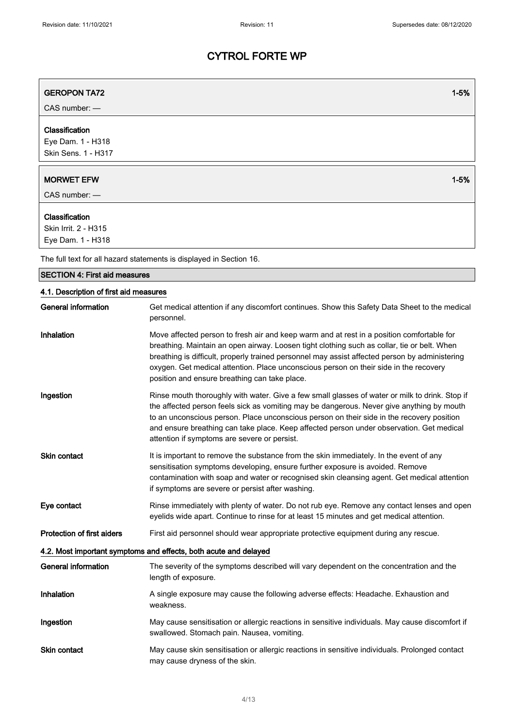**GEROPON TA72** 1-5%

CAS number: —

**Classification**

Eye Dam. 1 - H318

Skin Sens. 1 - H317

**MORWET EFW** 1-5%

CAS number: —

**Classification**

Skin Irrit. 2 - H315

Eye Dam. 1 - H318

The full text for all hazard statements is displayed in Section 16.

## SECTION 4: First aid measures

### 4.1. Description of first aid measures

**General information** Get medical attention if any discomfort continues. Show this Safety Data Sheet to the medical personnel.

**Inhalation** Move affected person to fresh air and keep warm and at rest in a position comfortable for breathing. Maintain an open airway. Loosen tight clothing such as collar, tie or belt. When breathing is difficult, properly trained personnel may assist affected person by administering oxygen. Get medical attention. Place unconscious person on their side in the recovery position and ensure breathing can take place.

**Ingestion** Rinse mouth thoroughly with water. Give a few small glasses of water or milk to drink. Stop if the affected person feels sick as vomiting may be dangerous. Never give anything by mouth to an unconscious person. Place unconscious person on their side in the recovery position and ensure breathing can take place. Keep affected person under observation. Get medical attention if symptoms are severe or persist.

**Skin contact** It is important to remove the substance from the skin immediately. In the event of any sensitisation symptoms developing, ensure further exposure is avoided. Remove contamination with soap and water or recognised skin cleansing agent. Get medical attention if symptoms are severe or persist after washing.

**Eye contact** Rinse immediately with plenty of water. Do not rub eye. Remove any contact lenses and open eyelids wide apart. Continue to rinse for at least 15 minutes and get medical attention.

**Protection of first aiders** First aid personnel should wear appropriate protective equipment during any rescue.

### 4.2. Most important symptoms and effects, both acute and delayed

**General information** The severity of the symptoms described will vary dependent on the concentration and the length of exposure.

**Inhalation** A single exposure may cause the following adverse effects: Headache. Exhaustion and weakness.

**Ingestion** May cause sensitisation or allergic reactions in sensitive individuals. May cause discomfort if swallowed. Stomach pain. Nausea, vomiting.

**Skin contact** May cause skin sensitisation or allergic reactions in sensitive individuals. Prolonged contact may cause dryness of the skin.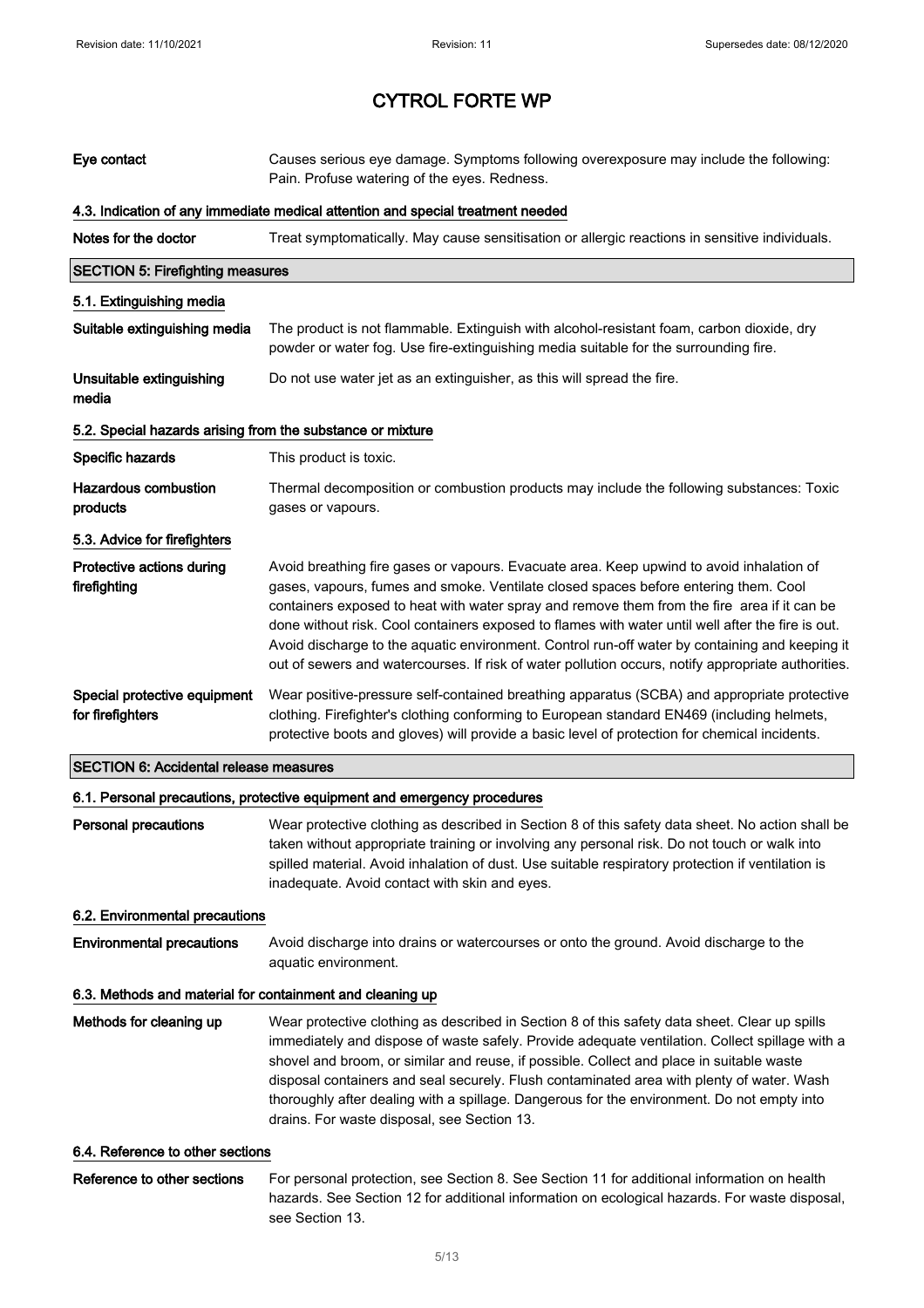# CYTROL FORTE WP

**Eye contact** Causes serious eye damage. Symptoms following overexposure may include the following: Pain. Profuse watering of the eyes. Redness.

### 4.3. Indication of any immediate medical attention and special treatment needed

**Notes for the doctor** Treat symptomatically. May cause sensitisation or allergic reactions in sensitive individuals.

## SECTION 5: Firefighting measures

### 5.1. Extinguishing media

**Suitable extinguishing media** The product is not flammable. Extinguish with alcohol-resistant foam, carbon dioxide, dry powder or water fog. Use fire-extinguishing media suitable for the surrounding fire.

**Unsuitable extinguishing media** Do not use water jet as an extinguisher, as this will spread the fire.

### 5.2. Special hazards arising from the substance or mixture

**Specific hazards** This product is toxic.

**Hazardous combustion products** Thermal decomposition or combustion products may include the following substances: Toxic gases or vapours.

### 5.3. Advice for firefighters

**Protective actions during firefighting** Avoid breathing fire gases or vapours. Evacuate area. Keep upwind to avoid inhalation of gases, vapours, fumes and smoke. Ventilate closed spaces before entering them. Cool containers exposed to heat with water spray and remove them from the fire area if it can be done without risk. Cool containers exposed to flames with water until well after the fire is out. Avoid discharge to the aquatic environment. Control run-off water by containing and keeping it out of sewers and watercourses. If risk of water pollution occurs, notify appropriate authorities.

**Special protective equipment for firefighters** Wear positive-pressure self-contained breathing apparatus (SCBA) and appropriate protective clothing. Firefighter's clothing conforming to European standard EN469 (including helmets, protective boots and gloves) will provide a basic level of protection for chemical incidents.

## SECTION 6: Accidental release measures

### 6.1. Personal precautions, protective equipment and emergency procedures

**Personal precautions** Wear protective clothing as described in Section 8 of this safety data sheet. No action shall be taken without appropriate training or involving any personal risk. Do not touch or walk into spilled material. Avoid inhalation of dust. Use suitable respiratory protection if ventilation is inadequate. Avoid contact with skin and eyes.

### 6.2. Environmental precautions

**Environmental precautions** Avoid discharge into drains or watercourses or onto the ground. Avoid discharge to the aquatic environment.

### 6.3. Methods and material for containment and cleaning up

**Methods for cleaning up** Wear protective clothing as described in Section 8 of this safety data sheet. Clear up spills immediately and dispose of waste safely. Provide adequate ventilation. Collect spillage with a shovel and broom, or similar and reuse, if possible. Collect and place in suitable waste disposal containers and seal securely. Flush contaminated area with plenty of water. Wash thoroughly after dealing with a spillage. Dangerous for the environment. Do not empty into drains. For waste disposal, see Section 13.

### 6.4. Reference to other sections

**Reference to other sections** For personal protection, see Section 8. See Section 11 for additional information on health hazards. See Section 12 for additional information on ecological hazards. For waste disposal, see Section 13.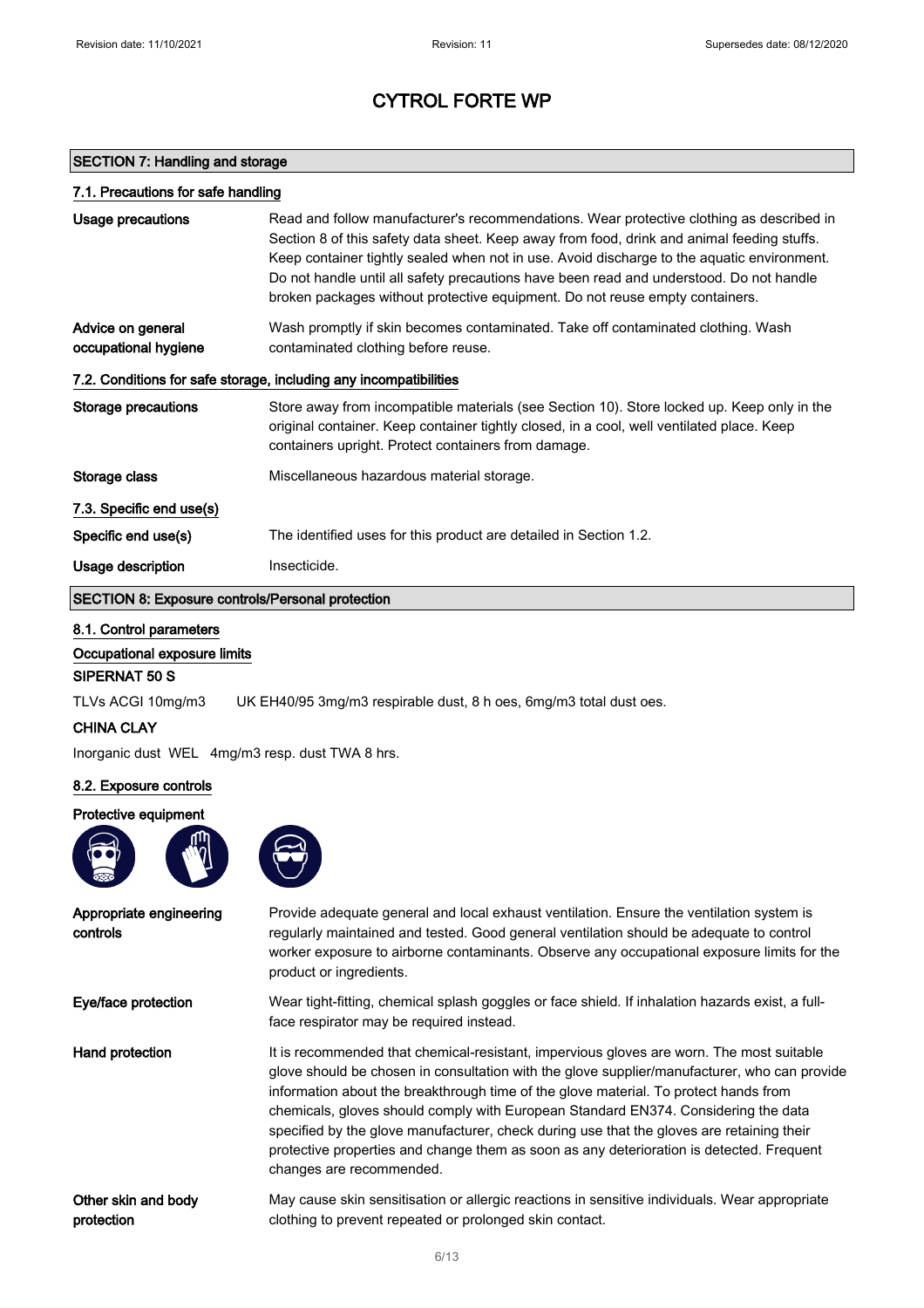# CYTROL FORTE WP

## SECTION 7: Handling and storage

### 7.1. Precautions for safe handling

**Usage precautions**

Read and follow manufacturer's recommendations. Wear protective clothing as described in Section 8 of this safety data sheet. Keep away from food, drink and animal feeding stuffs. Keep container tightly sealed when not in use. Avoid discharge to the aquatic environment. Do not handle until all safety precautions have been read and understood. Do not handle broken packages without protective equipment. Do not reuse empty containers.

**Advice on general occupational hygiene**

Wash promptly if skin becomes contaminated. Take off contaminated clothing. Wash contaminated clothing before reuse.

### 7.2. Conditions for safe storage, including any incompatibilities

**Storage precautions**

Store away from incompatible materials (see Section 10). Store locked up. Keep only in the original container. Keep container tightly closed, in a cool, well ventilated place. Keep containers upright. Protect containers from damage.

**Storage class**

Miscellaneous hazardous material storage.

### 7.3. Specific end use(s)

**Specific end use(s)**

The identified uses for this product are detailed in Section 1.2.

**Usage description**

Insecticide.

## SECTION 8: Exposure controls/Personal protection

### 8.1. Control parameters

#### Occupational exposure limits

**SIPERNAT 50 S**

TLVs ACGI 10mg/m3     UK EH40/95 3mg/m3 respirable dust, 8 h oes, 6mg/m3 total dust oes.

**CHINA CLAY**

Inorganic dust  WEL   4mg/m3 resp. dust TWA 8 hrs.

### 8.2. Exposure controls

**Protective equipment**

**Appropriate engineering controls**

Provide adequate general and local exhaust ventilation. Ensure the ventilation system is regularly maintained and tested. Good general ventilation should be adequate to control worker exposure to airborne contaminants. Observe any occupational exposure limits for the product or ingredients.

**Eye/face protection**

Wear tight-fitting, chemical splash goggles or face shield. If inhalation hazards exist, a full-face respirator may be required instead.

**Hand protection**

It is recommended that chemical-resistant, impervious gloves are worn. The most suitable glove should be chosen in consultation with the glove supplier/manufacturer, who can provide information about the breakthrough time of the glove material. To protect hands from chemicals, gloves should comply with European Standard EN374. Considering the data specified by the glove manufacturer, check during use that the gloves are retaining their protective properties and change them as soon as any deterioration is detected. Frequent changes are recommended.

**Other skin and body protection**

May cause skin sensitisation or allergic reactions in sensitive individuals. Wear appropriate clothing to prevent repeated or prolonged skin contact.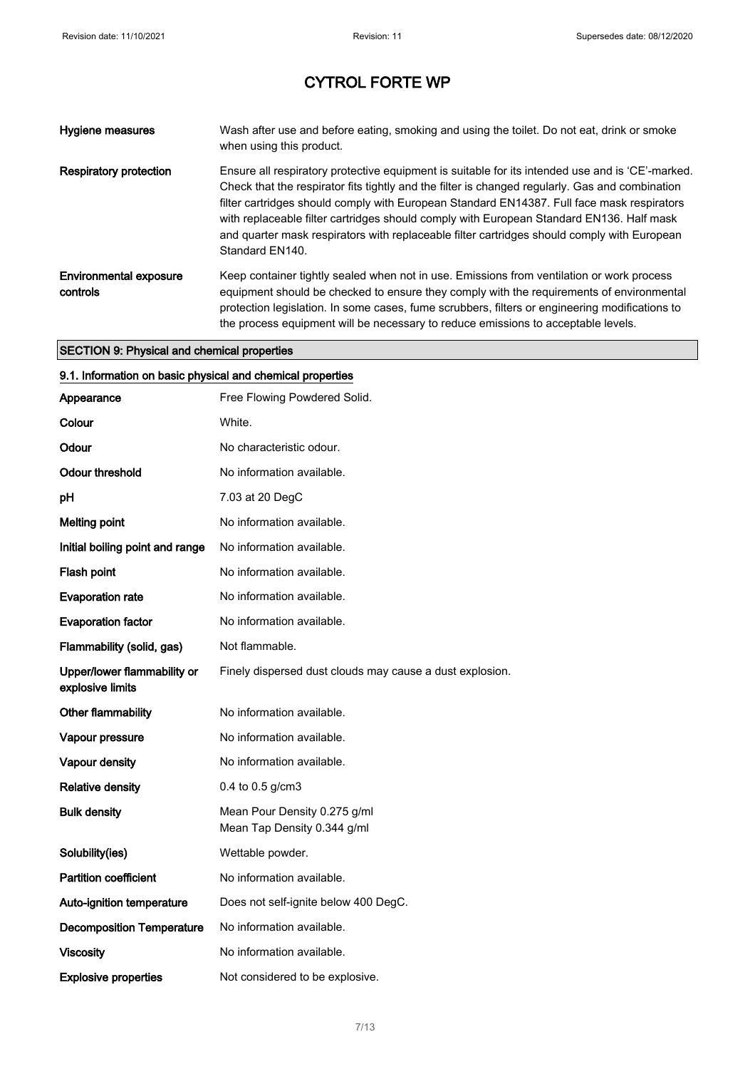| | |
|---|---|
| **Hygiene measures** | Wash after use and before eating, smoking and using the toilet. Do not eat, drink or smoke when using this product. |
| **Respiratory protection** | Ensure all respiratory protective equipment is suitable for its intended use and is 'CE'-marked. Check that the respirator fits tightly and the filter is changed regularly. Gas and combination filter cartridges should comply with European Standard EN14387. Full face mask respirators with replaceable filter cartridges should comply with European Standard EN136. Half mask and quarter mask respirators with replaceable filter cartridges should comply with European Standard EN140. |
| **Environmental exposure controls** | Keep container tightly sealed when not in use. Emissions from ventilation or work process equipment should be checked to ensure they comply with the requirements of environmental protection legislation. In some cases, fume scrubbers, filters or engineering modifications to the process equipment will be necessary to reduce emissions to acceptable levels. |

## SECTION 9: Physical and chemical properties

### 9.1. Information on basic physical and chemical properties

| | |
|---|---|
| **Appearance** | Free Flowing Powdered Solid. |
| **Colour** | White. |
| **Odour** | No characteristic odour. |
| **Odour threshold** | No information available. |
| **pH** | 7.03 at 20 DegC |
| **Melting point** | No information available. |
| **Initial boiling point and range** | No information available. |
| **Flash point** | No information available. |
| **Evaporation rate** | No information available. |
| **Evaporation factor** | No information available. |
| **Flammability (solid, gas)** | Not flammable. |
| **Upper/lower flammability or explosive limits** | Finely dispersed dust clouds may cause a dust explosion. |
| **Other flammability** | No information available. |
| **Vapour pressure** | No information available. |
| **Vapour density** | No information available. |
| **Relative density** | 0.4 to 0.5 g/cm3 |
| **Bulk density** | Mean Pour Density 0.275 g/ml<br>Mean Tap Density 0.344 g/ml |
| **Solubility(ies)** | Wettable powder. |
| **Partition coefficient** | No information available. |
| **Auto-ignition temperature** | Does not self-ignite below 400 DegC. |
| **Decomposition Temperature** | No information available. |
| **Viscosity** | No information available. |
| **Explosive properties** | Not considered to be explosive. |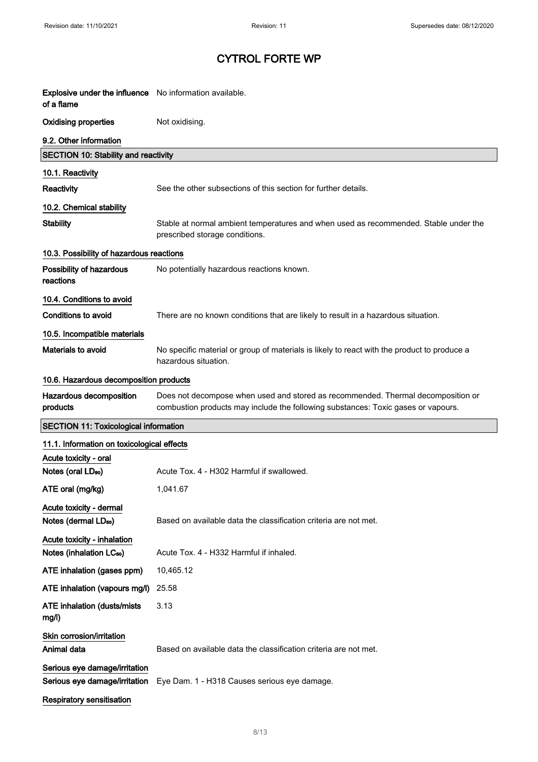# CYTROL FORTE WP

| | |
|---|---|
| **Explosive under the influence of a flame** | No information available. |
| **Oxidising properties** | Not oxidising. |

**9.2. Other information**

## SECTION 10: Stability and reactivity

**10.1. Reactivity**

| | |
|---|---|
| **Reactivity** | See the other subsections of this section for further details. |

**10.2. Chemical stability**

| | |
|---|---|
| **Stability** | Stable at normal ambient temperatures and when used as recommended. Stable under the prescribed storage conditions. |

**10.3. Possibility of hazardous reactions**

| | |
|---|---|
| **Possibility of hazardous reactions** | No potentially hazardous reactions known. |

**10.4. Conditions to avoid**

| | |
|---|---|
| **Conditions to avoid** | There are no known conditions that are likely to result in a hazardous situation. |

**10.5. Incompatible materials**

| | |
|---|---|
| **Materials to avoid** | No specific material or group of materials is likely to react with the product to produce a hazardous situation. |

**10.6. Hazardous decomposition products**

| | |
|---|---|
| **Hazardous decomposition products** | Does not decompose when used and stored as recommended. Thermal decomposition or combustion products may include the following substances: Toxic gases or vapours. |

## SECTION 11: Toxicological information

**11.1. Information on toxicological effects**

**Acute toxicity - oral**

| | |
|---|---|
| **Notes (oral $LD_{50}$)** | Acute Tox. 4 - H302 Harmful if swallowed. |
| **ATE oral (mg/kg)** | 1,041.67 |

**Acute toxicity - dermal**

| | |
|---|---|
| **Notes (dermal $LD_{50}$)** | Based on available data the classification criteria are not met. |

**Acute toxicity - inhalation**

| | |
|---|---|
| **Notes (inhalation $LC_{50}$)** | Acute Tox. 4 - H332 Harmful if inhaled. |
| **ATE inhalation (gases ppm)** | 10,465.12 |
| **ATE inhalation (vapours mg/l)** | 25.58 |
| **ATE inhalation (dusts/mists mg/l)** | 3.13 |

**Skin corrosion/irritation**

| | |
|---|---|
| **Animal data** | Based on available data the classification criteria are not met. |

**Serious eye damage/irritation**

| | |
|---|---|
| **Serious eye damage/irritation** | Eye Dam. 1 - H318 Causes serious eye damage. |

**Respiratory sensitisation**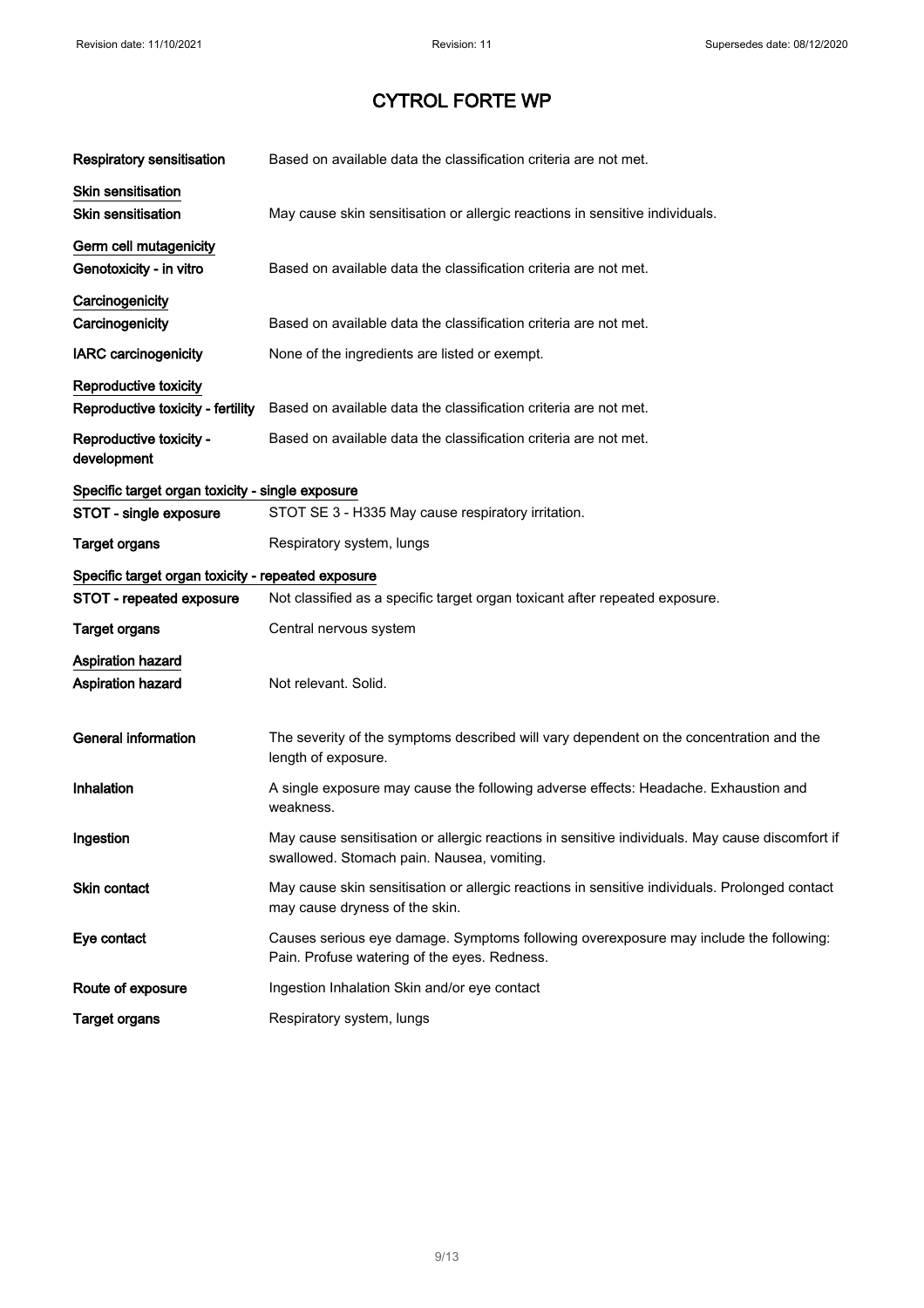# CYTROL FORTE WP

**Respiratory sensitisation** Based on available data the classification criteria are not met.

**Skin sensitisation**

**Skin sensitisation** May cause skin sensitisation or allergic reactions in sensitive individuals.

**Germ cell mutagenicity**

**Genotoxicity - in vitro** Based on available data the classification criteria are not met.

**Carcinogenicity**

**Carcinogenicity** Based on available data the classification criteria are not met.

**IARC carcinogenicity** None of the ingredients are listed or exempt.

**Reproductive toxicity**

**Reproductive toxicity - fertility** Based on available data the classification criteria are not met.

**Reproductive toxicity - development** Based on available data the classification criteria are not met.

**Specific target organ toxicity - single exposure**

**STOT - single exposure** STOT SE 3 - H335 May cause respiratory irritation.

**Target organs** Respiratory system, lungs

**Specific target organ toxicity - repeated exposure**

**STOT - repeated exposure** Not classified as a specific target organ toxicant after repeated exposure.

**Target organs** Central nervous system

**Aspiration hazard**

**Aspiration hazard** Not relevant. Solid.

**General information** The severity of the symptoms described will vary dependent on the concentration and the length of exposure.

**Inhalation** A single exposure may cause the following adverse effects: Headache. Exhaustion and weakness.

**Ingestion** May cause sensitisation or allergic reactions in sensitive individuals. May cause discomfort if swallowed. Stomach pain. Nausea, vomiting.

**Skin contact** May cause skin sensitisation or allergic reactions in sensitive individuals. Prolonged contact may cause dryness of the skin.

**Eye contact** Causes serious eye damage. Symptoms following overexposure may include the following: Pain. Profuse watering of the eyes. Redness.

**Route of exposure** Ingestion Inhalation Skin and/or eye contact

**Target organs** Respiratory system, lungs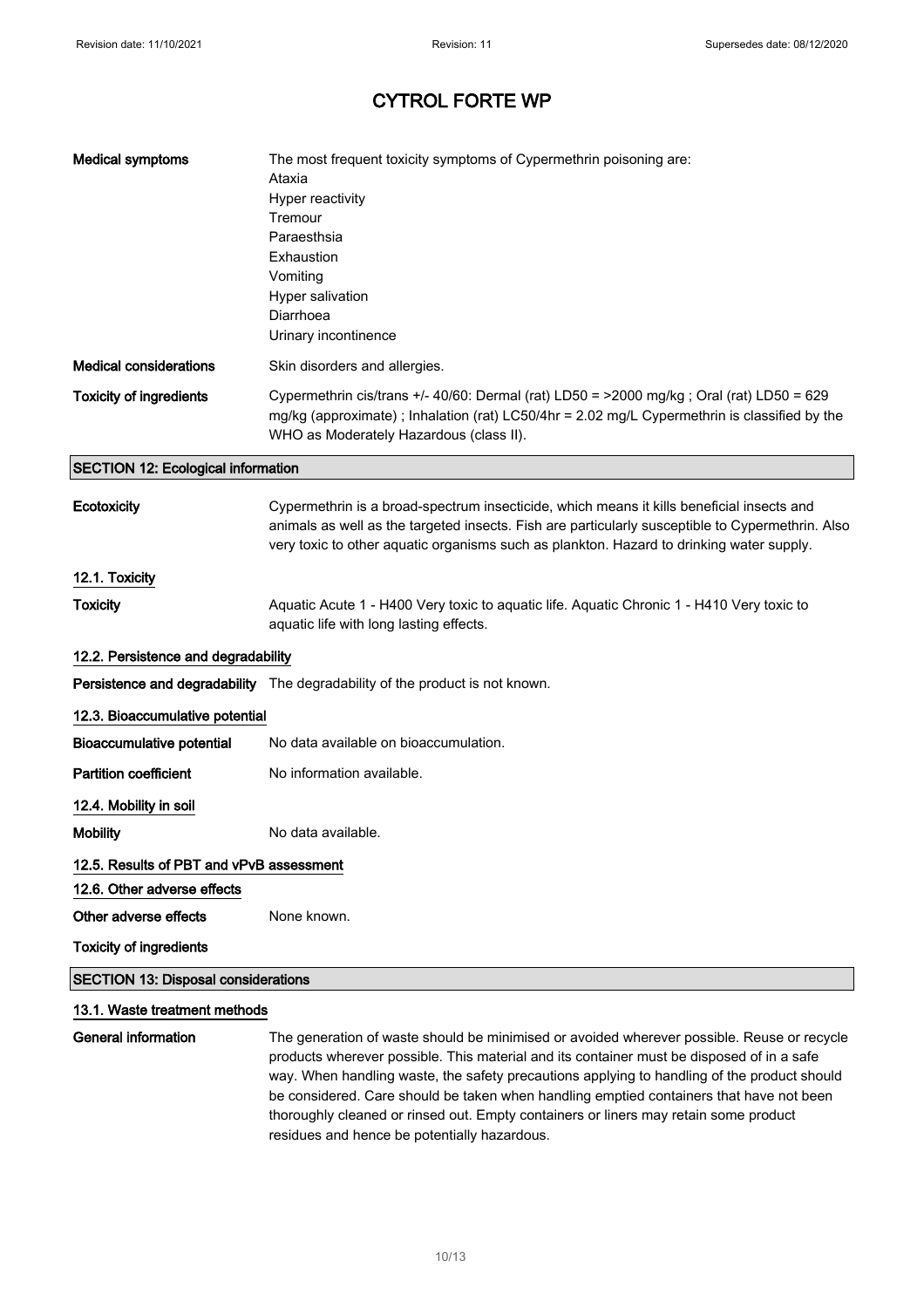# CYTROL FORTE WP

| | |
|---|---|
| **Medical symptoms** | The most frequent toxicity symptoms of Cypermethrin poisoning are:<br>Ataxia<br>Hyper reactivity<br>Tremour<br>Paraesthsia<br>Exhaustion<br>Vomiting<br>Hyper salivation<br>Diarrhoea<br>Urinary incontinence |
| **Medical considerations** | Skin disorders and allergies. |
| **Toxicity of ingredients** | Cypermethrin cis/trans +/- 40/60: Dermal (rat) LD50 = >2000 mg/kg ; Oral (rat) LD50 = 629 mg/kg (approximate) ; Inhalation (rat) LC50/4hr = 2.02 mg/L Cypermethrin is classified by the WHO as Moderately Hazardous (class II). |

## SECTION 12: Ecological information

**Ecotoxicity** Cypermethrin is a broad-spectrum insecticide, which means it kills beneficial insects and animals as well as the targeted insects. Fish are particularly susceptible to Cypermethrin. Also very toxic to other aquatic organisms such as plankton. Hazard to drinking water supply.

### 12.1. Toxicity

**Toxicity** Aquatic Acute 1 - H400 Very toxic to aquatic life. Aquatic Chronic 1 - H410 Very toxic to aquatic life with long lasting effects.

### 12.2. Persistence and degradability

**Persistence and degradability** The degradability of the product is not known.

### 12.3. Bioaccumulative potential

**Bioaccumulative potential** No data available on bioaccumulation.

**Partition coefficient** No information available.

### 12.4. Mobility in soil

**Mobility** No data available.

### 12.5. Results of PBT and vPvB assessment

### 12.6. Other adverse effects

**Other adverse effects** None known.

**Toxicity of ingredients**

## SECTION 13: Disposal considerations

### 13.1. Waste treatment methods

**General information** The generation of waste should be minimised or avoided wherever possible. Reuse or recycle products wherever possible. This material and its container must be disposed of in a safe way. When handling waste, the safety precautions applying to handling of the product should be considered. Care should be taken when handling emptied containers that have not been thoroughly cleaned or rinsed out. Empty containers or liners may retain some product residues and hence be potentially hazardous.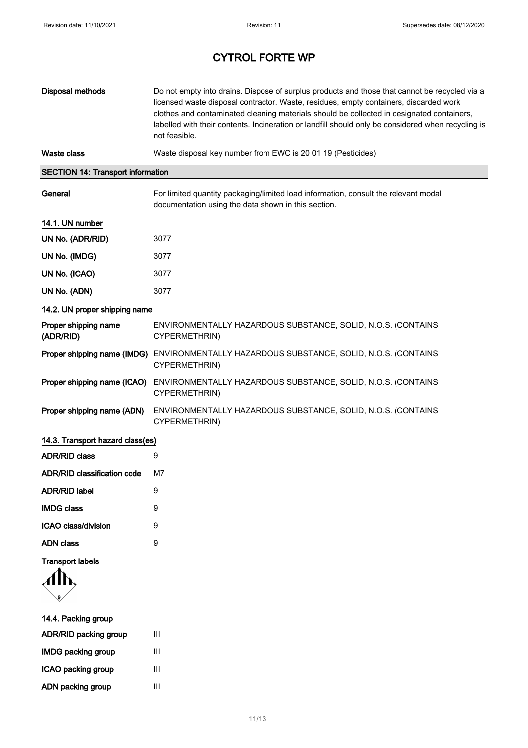# CYTROL FORTE WP

| | |
|---|---|
| **Disposal methods** | Do not empty into drains. Dispose of surplus products and those that cannot be recycled via a licensed waste disposal contractor. Waste, residues, empty containers, discarded work clothes and contaminated cleaning materials should be collected in designated containers, labelled with their contents. Incineration or landfill should only be considered when recycling is not feasible. |
| **Waste class** | Waste disposal key number from EWC is 20 01 19 (Pesticides) |

## SECTION 14: Transport information

| | |
|---|---|
| **General** | For limited quantity packaging/limited load information, consult the relevant modal documentation using the data shown in this section. |

### 14.1. UN number

| | |
|---|---|
| **UN No. (ADR/RID)** | 3077 |
| **UN No. (IMDG)** | 3077 |
| **UN No. (ICAO)** | 3077 |
| **UN No. (ADN)** | 3077 |

### 14.2. UN proper shipping name

| | |
|---|---|
| **Proper shipping name (ADR/RID)** | ENVIRONMENTALLY HAZARDOUS SUBSTANCE, SOLID, N.O.S. (CONTAINS CYPERMETHRIN) |
| **Proper shipping name (IMDG)** | ENVIRONMENTALLY HAZARDOUS SUBSTANCE, SOLID, N.O.S. (CONTAINS CYPERMETHRIN) |
| **Proper shipping name (ICAO)** | ENVIRONMENTALLY HAZARDOUS SUBSTANCE, SOLID, N.O.S. (CONTAINS CYPERMETHRIN) |
| **Proper shipping name (ADN)** | ENVIRONMENTALLY HAZARDOUS SUBSTANCE, SOLID, N.O.S. (CONTAINS CYPERMETHRIN) |

### 14.3. Transport hazard class(es)

| | |
|---|---|
| **ADR/RID class** | 9 |
| **ADR/RID classification code** | M7 |
| **ADR/RID label** | 9 |
| **IMDG class** | 9 |
| **ICAO class/division** | 9 |
| **ADN class** | 9 |

**Transport labels**

### 14.4. Packing group

| | |
|---|---|
| **ADR/RID packing group** | III |
| **IMDG packing group** | III |
| **ICAO packing group** | III |
| **ADN packing group** | III |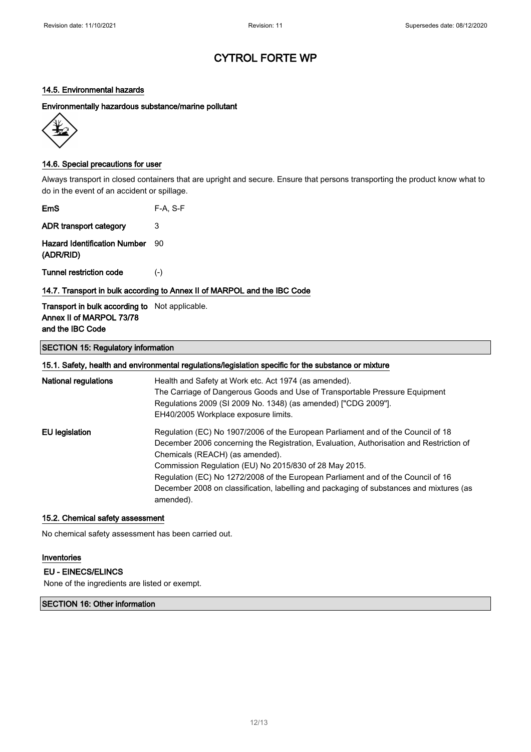# CYTROL FORTE WP

### 14.5. Environmental hazards

**Environmentally hazardous substance/marine pollutant**

### 14.6. Special precautions for user

Always transport in closed containers that are upright and secure. Ensure that persons transporting the product know what to do in the event of an accident or spillage.

| | |
|---|---|
| **EmS** | F-A, S-F |
| **ADR transport category** | 3 |
| **Hazard Identification Number (ADR/RID)** | 90 |
| **Tunnel restriction code** | (-) |

### 14.7. Transport in bulk according to Annex II of MARPOL and the IBC Code

| | |
|---|---|
| **Transport in bulk according to Annex II of MARPOL 73/78 and the IBC Code** | Not applicable. |

## SECTION 15: Regulatory information

### 15.1. Safety, health and environmental regulations/legislation specific for the substance or mixture

| | |
|---|---|
| **National regulations** | Health and Safety at Work etc. Act 1974 (as amended).<br>The Carriage of Dangerous Goods and Use of Transportable Pressure Equipment Regulations 2009 (SI 2009 No. 1348) (as amended) ["CDG 2009"].<br>EH40/2005 Workplace exposure limits. |
| **EU legislation** | Regulation (EC) No 1907/2006 of the European Parliament and of the Council of 18 December 2006 concerning the Registration, Evaluation, Authorisation and Restriction of Chemicals (REACH) (as amended).<br>Commission Regulation (EU) No 2015/830 of 28 May 2015.<br>Regulation (EC) No 1272/2008 of the European Parliament and of the Council of 16 December 2008 on classification, labelling and packaging of substances and mixtures (as amended). |

### 15.2. Chemical safety assessment

No chemical safety assessment has been carried out.

### Inventories

**EU - EINECS/ELINCS**

None of the ingredients are listed or exempt.

## SECTION 16: Other information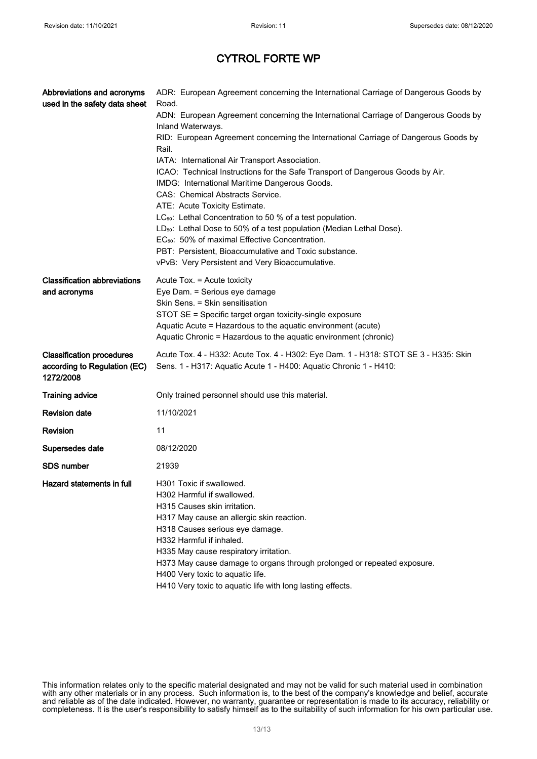# CYTROL FORTE WP

| | |
|---|---|
| **Abbreviations and acronyms used in the safety data sheet** | ADR: European Agreement concerning the International Carriage of Dangerous Goods by Road.<br>ADN: European Agreement concerning the International Carriage of Dangerous Goods by Inland Waterways.<br>RID: European Agreement concerning the International Carriage of Dangerous Goods by Rail.<br>IATA: International Air Transport Association.<br>ICAO: Technical Instructions for the Safe Transport of Dangerous Goods by Air.<br>IMDG: International Maritime Dangerous Goods.<br>CAS: Chemical Abstracts Service.<br>ATE: Acute Toxicity Estimate.<br>$LC_{50}$: Lethal Concentration to 50 % of a test population.<br>$LD_{50}$: Lethal Dose to 50% of a test population (Median Lethal Dose).<br>$EC_{50}$: 50% of maximal Effective Concentration.<br>PBT: Persistent, Bioaccumulative and Toxic substance.<br>vPvB: Very Persistent and Very Bioaccumulative. |
| **Classification abbreviations and acronyms** | Acute Tox. = Acute toxicity<br>Eye Dam. = Serious eye damage<br>Skin Sens. = Skin sensitisation<br>STOT SE = Specific target organ toxicity-single exposure<br>Aquatic Acute = Hazardous to the aquatic environment (acute)<br>Aquatic Chronic = Hazardous to the aquatic environment (chronic) |
| **Classification procedures according to Regulation (EC) 1272/2008** | Acute Tox. 4 - H332: Acute Tox. 4 - H302: Eye Dam. 1 - H318: STOT SE 3 - H335: Skin Sens. 1 - H317: Aquatic Acute 1 - H400: Aquatic Chronic 1 - H410: |
| **Training advice** | Only trained personnel should use this material. |
| **Revision date** | 11/10/2021 |
| **Revision** | 11 |
| **Supersedes date** | 08/12/2020 |
| **SDS number** | 21939 |
| **Hazard statements in full** | H301 Toxic if swallowed.<br>H302 Harmful if swallowed.<br>H315 Causes skin irritation.<br>H317 May cause an allergic skin reaction.<br>H318 Causes serious eye damage.<br>H332 Harmful if inhaled.<br>H335 May cause respiratory irritation.<br>H373 May cause damage to organs through prolonged or repeated exposure.<br>H400 Very toxic to aquatic life.<br>H410 Very toxic to aquatic life with long lasting effects. |

This information relates only to the specific material designated and may not be valid for such material used in combination with any other materials or in any process. Such information is, to the best of the company's knowledge and belief, accurate and reliable as of the date indicated. However, no warranty, guarantee or representation is made to its accuracy, reliability or completeness. It is the user's responsibility to satisfy himself as to the suitability of such information for his own particular use.